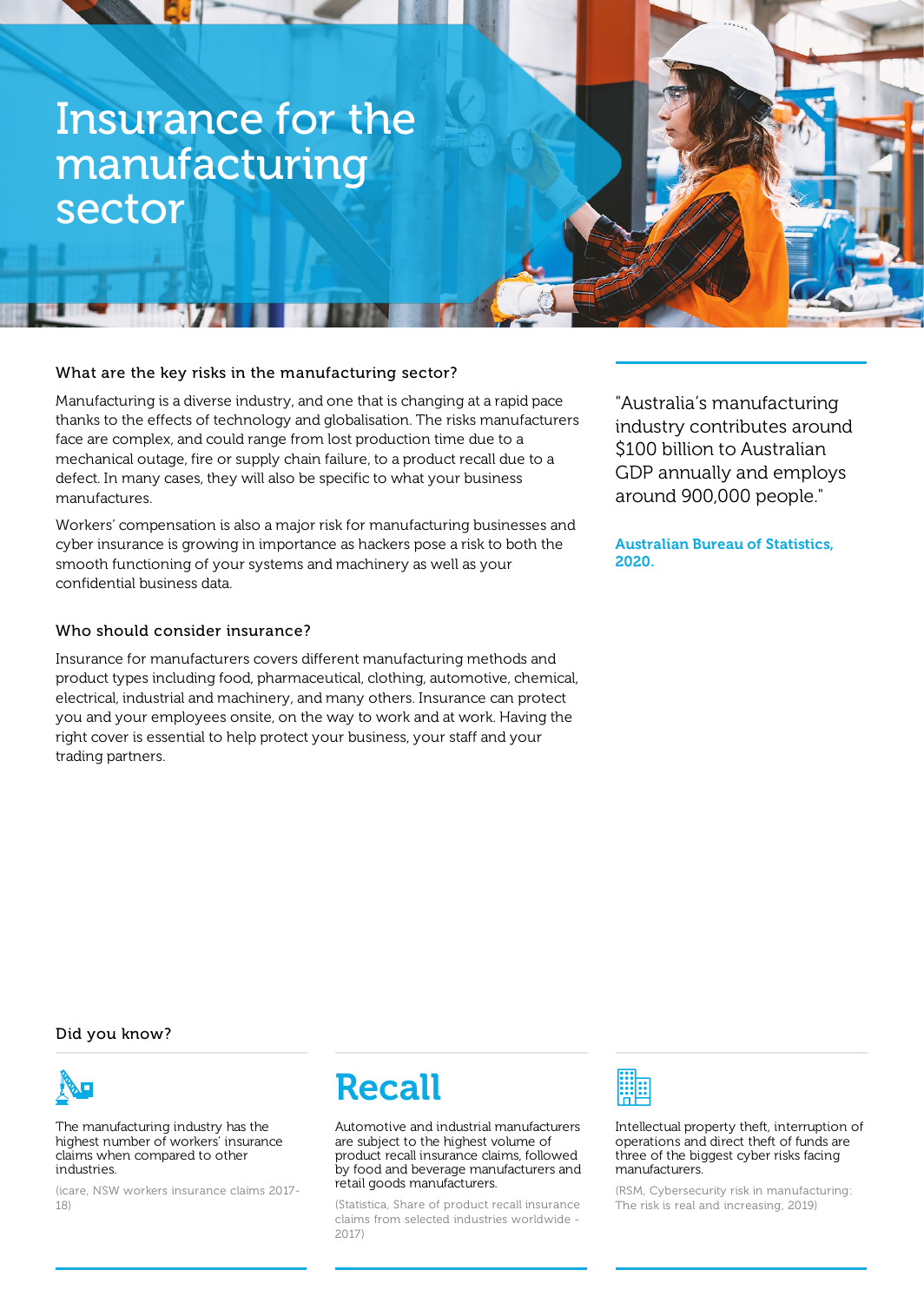# Insurance for the manufacturing sector

### What are the key risks in the manufacturing sector?

Manufacturing is a diverse industry, and one that is changing at a rapid pace thanks to the effects of technology and globalisation. The risks manufacturers face are complex, and could range from lost production time due to a mechanical outage, fire or supply chain failure, to a product recall due to a defect. In many cases, they will also be specific to what your business manufactures.

Workers' compensation is also a major risk for manufacturing businesses and cyber insurance is growing in importance as hackers pose a risk to both the smooth functioning of your systems and machinery as well as your confidential business data.

### Who should consider insurance?

Insurance for manufacturers covers different manufacturing methods and product types including food, pharmaceutical, clothing, automotive, chemical, electrical, industrial and machinery, and many others. Insurance can protect you and your employees onsite, on the way to work and at work. Having the right cover is essential to help protect your business, your staff and your trading partners.

> "Australia's manufacturing industry contributes around $100 billion to Australian GDP annually and employs around 900,000 people."
>
> **Australian Bureau of Statistics, 2020.**

### Did you know?

The manufacturing industry has the highest number of workers' insurance claims when compared to other industries.

(icare, NSW workers insurance claims 2017-18)

## Recall

Automotive and industrial manufacturers are subject to the highest volume of product recall insurance claims, followed by food and beverage manufacturers and retail goods manufacturers.

(Statistica, Share of product recall insurance claims from selected industries worldwide - 2017)

Intellectual property theft, interruption of operations and direct theft of funds are three of the biggest cyber risks facing manufacturers.

(RSM, Cybersecurity risk in manufacturing: The risk is real and increasing, 2019)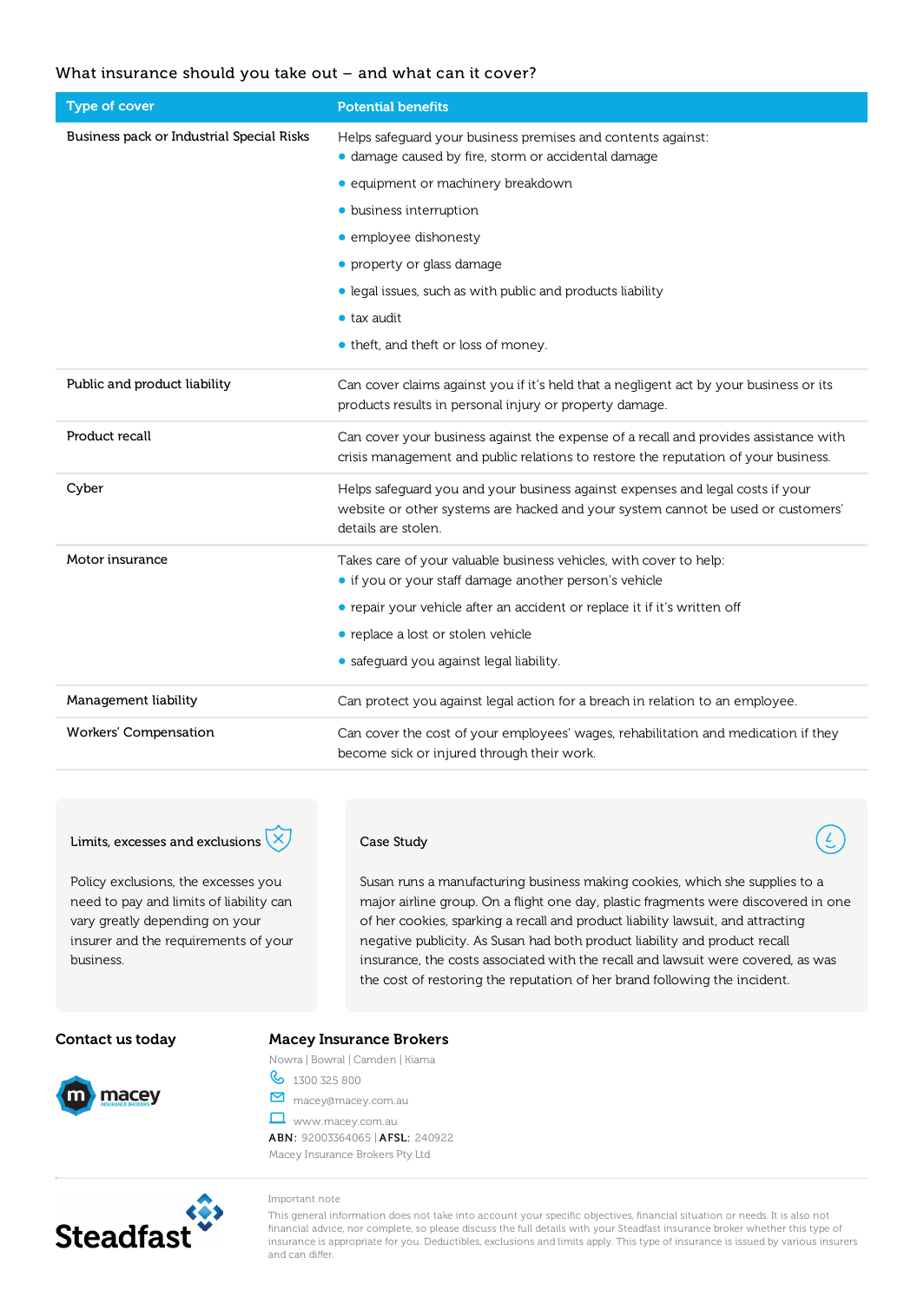## What insurance should you take out – and what can it cover?

| Type of cover | Potential benefits |
|---|---|
| Business pack or Industrial Special Risks | Helps safeguard your business premises and contents against:<br>• damage caused by fire, storm or accidental damage<br>• equipment or machinery breakdown<br>• business interruption<br>• employee dishonesty<br>• property or glass damage<br>• legal issues, such as with public and products liability<br>• tax audit<br>• theft, and theft or loss of money. |
| Public and product liability | Can cover claims against you if it's held that a negligent act by your business or its products results in personal injury or property damage. |
| Product recall | Can cover your business against the expense of a recall and provides assistance with crisis management and public relations to restore the reputation of your business. |
| Cyber | Helps safeguard you and your business against expenses and legal costs if your website or other systems are hacked and your system cannot be used or customers' details are stolen. |
| Motor insurance | Takes care of your valuable business vehicles, with cover to help:<br>• if you or your staff damage another person's vehicle<br>• repair your vehicle after an accident or replace it if it's written off<br>• replace a lost or stolen vehicle<br>• safeguard you against legal liability. |
| Management liability | Can protect you against legal action for a breach in relation to an employee. |
| Workers' Compensation | Can cover the cost of your employees' wages, rehabilitation and medication if they become sick or injured through their work. |

### Limits, excesses and exclusions

Policy exclusions, the excesses you need to pay and limits of liability can vary greatly depending on your insurer and the requirements of your business.

### Case Study

Susan runs a manufacturing business making cookies, which she supplies to a major airline group. On a flight one day, plastic fragments were discovered in one of her cookies, sparking a recall and product liability lawsuit, and attracting negative publicity. As Susan had both product liability and product recall insurance, the costs associated with the recall and lawsuit were covered, as was the cost of restoring the reputation of her brand following the incident.

### Contact us today

macey

**Macey Insurance Brokers**

Nowra | Bowral | Camden | Kiama

1300 325 800

macey@macey.com.au

www.macey.com.au

**ABN:** 92003364065 | **AFSL:** 240922

Macey Insurance Brokers Pty Ltd

Steadfast

Important note

This general information does not take into account your specific objectives, financial situation or needs. It is also not financial advice, nor complete, so please discuss the full details with your Steadfast insurance broker whether this type of insurance is appropriate for you. Deductibles, exclusions and limits apply. This type of insurance is issued by various insurers and can differ.